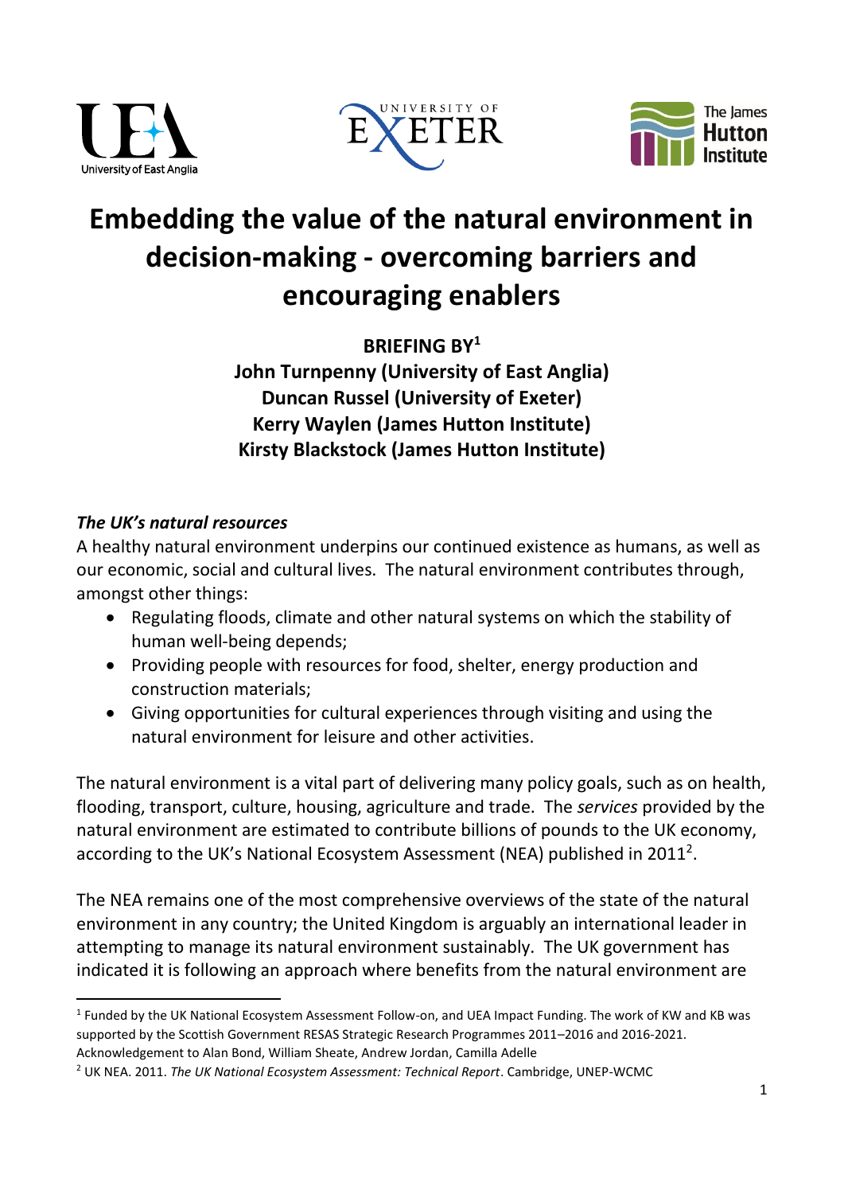# Embedding the value of the natural environment in decision-making - overcoming barriers and encouraging enablers

**BRIEFING BY[1]**
**John Turnpenny (University of East Anglia)**
**Duncan Russel (University of Exeter)**
**Kerry Waylen (James Hutton Institute)**
**Kirsty Blackstock (James Hutton Institute)**

### *The UK's natural resources*

A healthy natural environment underpins our continued existence as humans, as well as our economic, social and cultural lives. The natural environment contributes through, amongst other things:

- Regulating floods, climate and other natural systems on which the stability of human well-being depends;
- Providing people with resources for food, shelter, energy production and construction materials;
- Giving opportunities for cultural experiences through visiting and using the natural environment for leisure and other activities.

The natural environment is a vital part of delivering many policy goals, such as on health, flooding, transport, culture, housing, agriculture and trade. The *services* provided by the natural environment are estimated to contribute billions of pounds to the UK economy, according to the UK's National Ecosystem Assessment (NEA) published in 2011[2].

The NEA remains one of the most comprehensive overviews of the state of the natural environment in any country; the United Kingdom is arguably an international leader in attempting to manage its natural environment sustainably. The UK government has indicated it is following an approach where benefits from the natural environment are

---

[1] Funded by the UK National Ecosystem Assessment Follow-on, and UEA Impact Funding. The work of KW and KB was supported by the Scottish Government RESAS Strategic Research Programmes 2011–2016 and 2016-2021. Acknowledgement to Alan Bond, William Sheate, Andrew Jordan, Camilla Adelle

[2] UK NEA. 2011. *The UK National Ecosystem Assessment: Technical Report*. Cambridge, UNEP-WCMC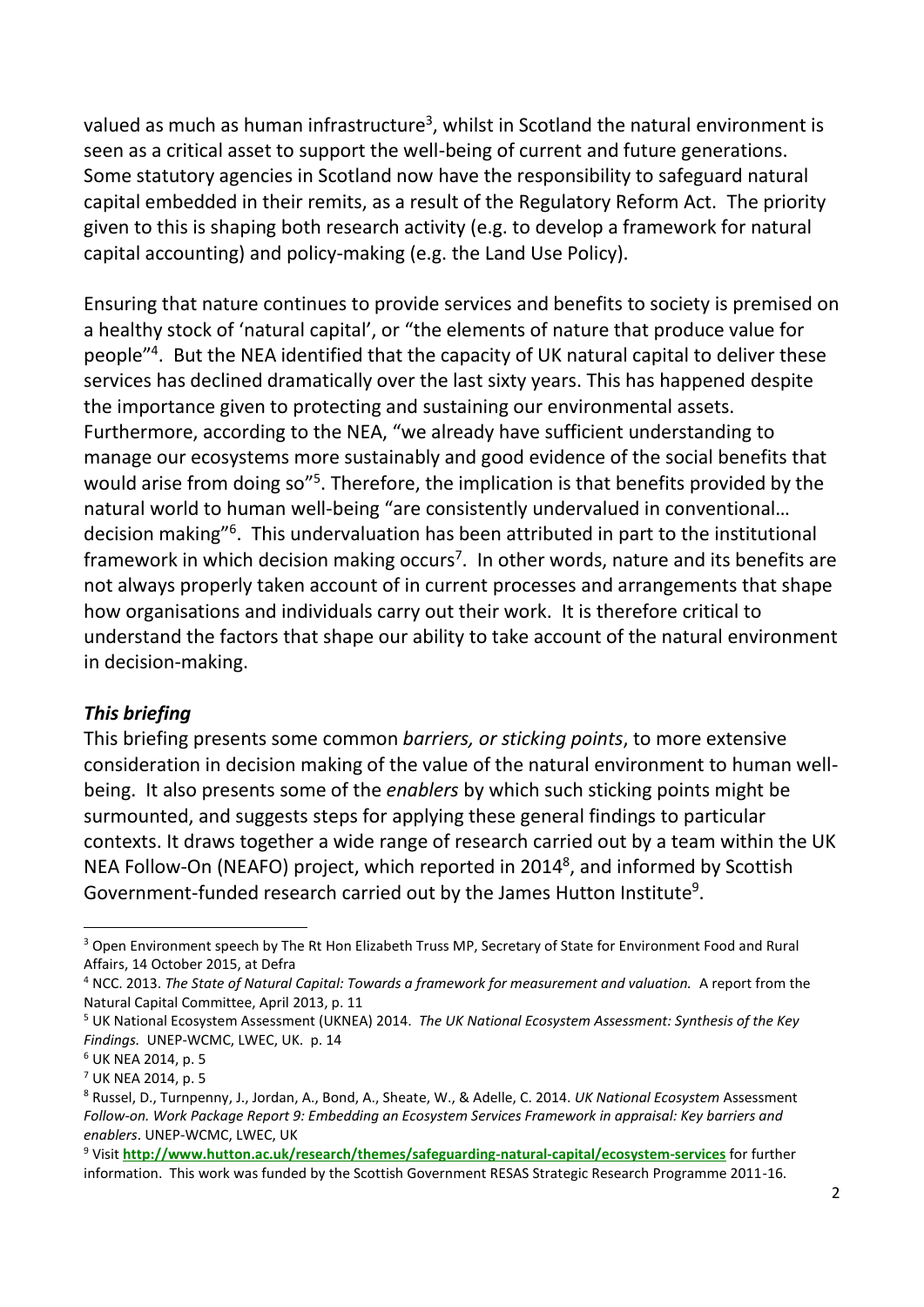valued as much as human infrastructure[3], whilst in Scotland the natural environment is seen as a critical asset to support the well-being of current and future generations. Some statutory agencies in Scotland now have the responsibility to safeguard natural capital embedded in their remits, as a result of the Regulatory Reform Act. The priority given to this is shaping both research activity (e.g. to develop a framework for natural capital accounting) and policy-making (e.g. the Land Use Policy).

Ensuring that nature continues to provide services and benefits to society is premised on a healthy stock of 'natural capital', or "the elements of nature that produce value for people"[4]. But the NEA identified that the capacity of UK natural capital to deliver these services has declined dramatically over the last sixty years. This has happened despite the importance given to protecting and sustaining our environmental assets. Furthermore, according to the NEA, "we already have sufficient understanding to manage our ecosystems more sustainably and good evidence of the social benefits that would arise from doing so"[5]. Therefore, the implication is that benefits provided by the natural world to human well-being "are consistently undervalued in conventional… decision making"[6]. This undervaluation has been attributed in part to the institutional framework in which decision making occurs[7]. In other words, nature and its benefits are not always properly taken account of in current processes and arrangements that shape how organisations and individuals carry out their work. It is therefore critical to understand the factors that shape our ability to take account of the natural environment in decision-making.

### *This briefing*

This briefing presents some common *barriers, or sticking points*, to more extensive consideration in decision making of the value of the natural environment to human well-being. It also presents some of the *enablers* by which such sticking points might be surmounted, and suggests steps for applying these general findings to particular contexts. It draws together a wide range of research carried out by a team within the UK NEA Follow-On (NEAFO) project, which reported in 2014[8], and informed by Scottish Government-funded research carried out by the James Hutton Institute[9].

---

[3] Open Environment speech by The Rt Hon Elizabeth Truss MP, Secretary of State for Environment Food and Rural Affairs, 14 October 2015, at Defra

[4] NCC. 2013. *The State of Natural Capital: Towards a framework for measurement and valuation.* A report from the Natural Capital Committee, April 2013, p. 11

[5] UK National Ecosystem Assessment (UKNEA) 2014. *The UK National Ecosystem Assessment: Synthesis of the Key Findings.* UNEP-WCMC, LWEC, UK. p. 14

[6] UK NEA 2014, p. 5

[7] UK NEA 2014, p. 5

[8] Russel, D., Turnpenny, J., Jordan, A., Bond, A., Sheate, W., & Adelle, C. 2014. *UK National Ecosystem* Assessment *Follow-on. Work Package Report 9: Embedding an Ecosystem Services Framework in appraisal: Key barriers and enablers*. UNEP-WCMC, LWEC, UK

[9] Visit **http://www.hutton.ac.uk/research/themes/safeguarding-natural-capital/ecosystem-services** for further information. This work was funded by the Scottish Government RESAS Strategic Research Programme 2011-16.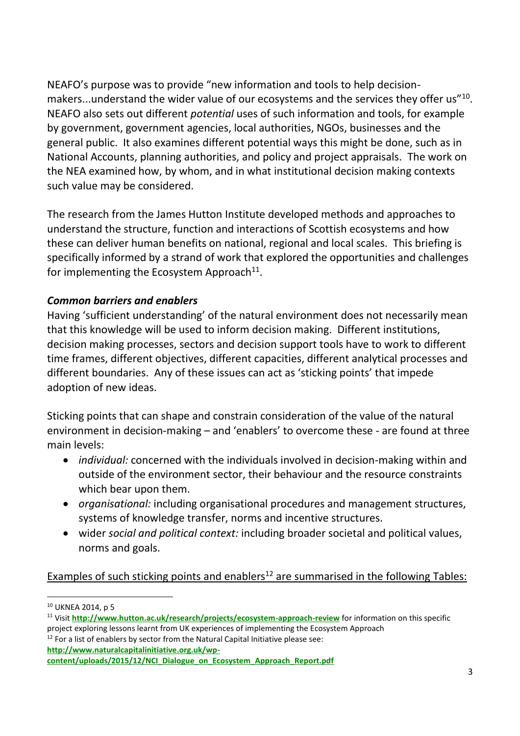NEAFO's purpose was to provide "new information and tools to help decision-makers...understand the wider value of our ecosystems and the services they offer us"[10]. NEAFO also sets out different *potential* uses of such information and tools, for example by government, government agencies, local authorities, NGOs, businesses and the general public. It also examines different potential ways this might be done, such as in National Accounts, planning authorities, and policy and project appraisals. The work on the NEA examined how, by whom, and in what institutional decision making contexts such value may be considered.

The research from the James Hutton Institute developed methods and approaches to understand the structure, function and interactions of Scottish ecosystems and how these can deliver human benefits on national, regional and local scales. This briefing is specifically informed by a strand of work that explored the opportunities and challenges for implementing the Ecosystem Approach[11].

### ***Common barriers and enablers***

Having 'sufficient understanding' of the natural environment does not necessarily mean that this knowledge will be used to inform decision making. Different institutions, decision making processes, sectors and decision support tools have to work to different time frames, different objectives, different capacities, different analytical processes and different boundaries. Any of these issues can act as 'sticking points' that impede adoption of new ideas.

Sticking points that can shape and constrain consideration of the value of the natural environment in decision-making – and 'enablers' to overcome these - are found at three main levels:

- *individual:* concerned with the individuals involved in decision-making within and outside of the environment sector, their behaviour and the resource constraints which bear upon them.
- *organisational:* including organisational procedures and management structures, systems of knowledge transfer, norms and incentive structures.
- wider *social and political context:* including broader societal and political values, norms and goals.

<u>Examples of such sticking points and enablers[12] are summarised in the following Tables:</u>

---

[10] UKNEA 2014, p 5

[11] Visit **http://www.hutton.ac.uk/research/projects/ecosystem-approach-review** for information on this specific project exploring lessons learnt from UK experiences of implementing the Ecosystem Approach

[12] For a list of enablers by sector from the Natural Capital Initiative please see: **http://www.naturalcapitalinitiative.org.uk/wp-content/uploads/2015/12/NCI_Dialogue_on_Ecosystem_Approach_Report.pdf**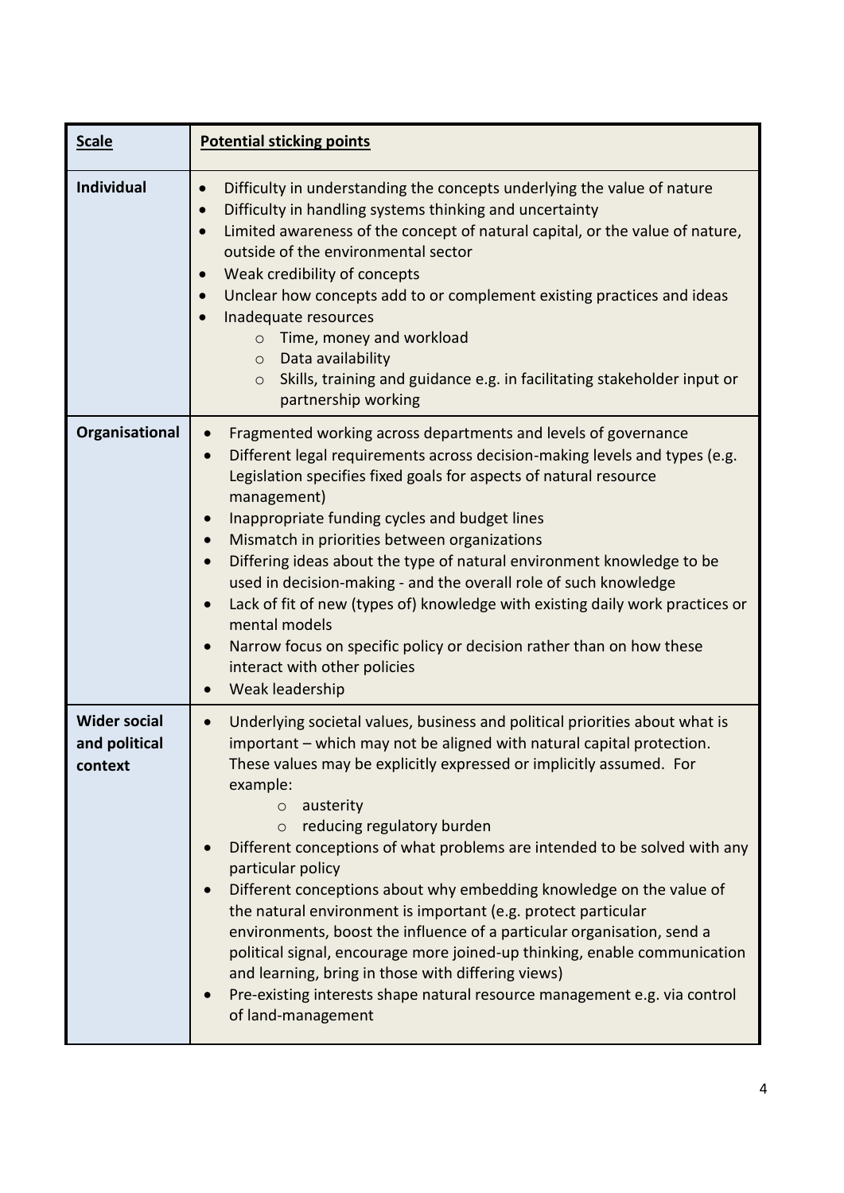| **Scale** | **Potential sticking points** |
|---|---|
| **Individual** | • Difficulty in understanding the concepts underlying the value of nature<br>• Difficulty in handling systems thinking and uncertainty<br>• Limited awareness of the concept of natural capital, or the value of nature, outside of the environmental sector<br>• Weak credibility of concepts<br>• Unclear how concepts add to or complement existing practices and ideas<br>• Inadequate resources<br>  ○ Time, money and workload<br>  ○ Data availability<br>  ○ Skills, training and guidance e.g. in facilitating stakeholder input or partnership working |
| **Organisational** | • Fragmented working across departments and levels of governance<br>• Different legal requirements across decision-making levels and types (e.g. Legislation specifies fixed goals for aspects of natural resource management)<br>• Inappropriate funding cycles and budget lines<br>• Mismatch in priorities between organizations<br>• Differing ideas about the type of natural environment knowledge to be used in decision-making - and the overall role of such knowledge<br>• Lack of fit of new (types of) knowledge with existing daily work practices or mental models<br>• Narrow focus on specific policy or decision rather than on how these interact with other policies<br>• Weak leadership |
| **Wider social and political context** | • Underlying societal values, business and political priorities about what is important – which may not be aligned with natural capital protection. These values may be explicitly expressed or implicitly assumed. For example:<br>  ○ austerity<br>  ○ reducing regulatory burden<br>• Different conceptions of what problems are intended to be solved with any particular policy<br>• Different conceptions about why embedding knowledge on the value of the natural environment is important (e.g. protect particular environments, boost the influence of a particular organisation, send a political signal, encourage more joined-up thinking, enable communication and learning, bring in those with differing views)<br>• Pre-existing interests shape natural resource management e.g. via control of land-management |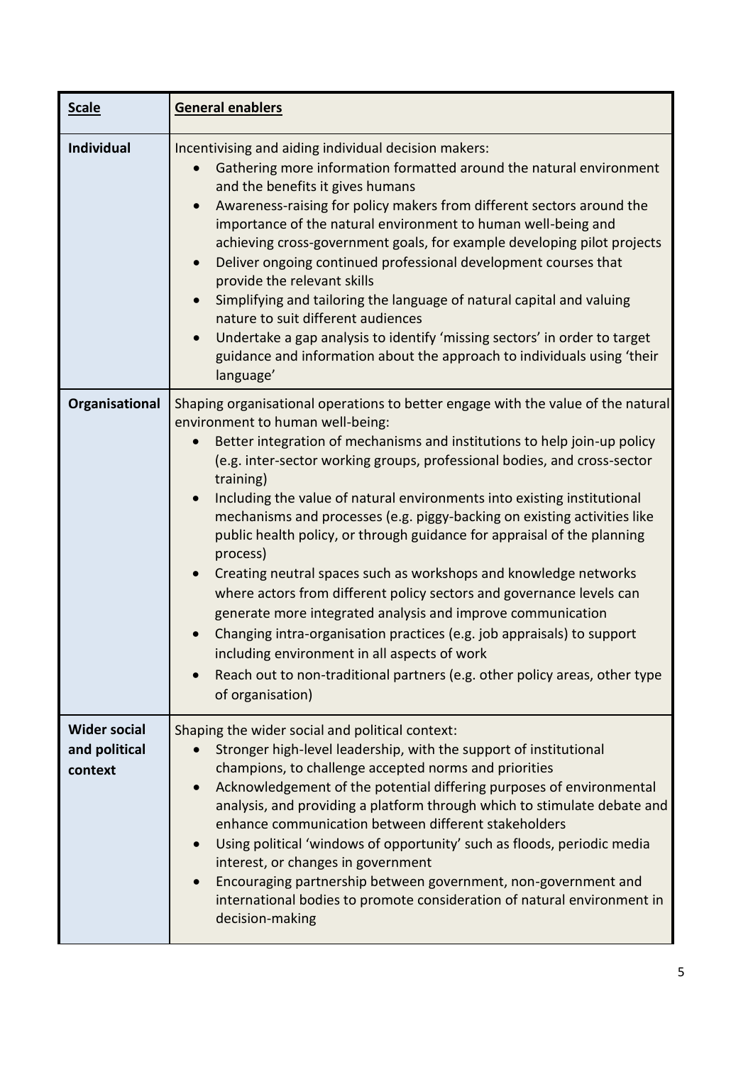| Scale | General enablers |
| --- | --- |
| **Individual** | Incentivising and aiding individual decision makers:<br>• Gathering more information formatted around the natural environment and the benefits it gives humans<br>• Awareness-raising for policy makers from different sectors around the importance of the natural environment to human well-being and achieving cross-government goals, for example developing pilot projects<br>• Deliver ongoing continued professional development courses that provide the relevant skills<br>• Simplifying and tailoring the language of natural capital and valuing nature to suit different audiences<br>• Undertake a gap analysis to identify 'missing sectors' in order to target guidance and information about the approach to individuals using 'their language' |
| **Organisational** | Shaping organisational operations to better engage with the value of the natural environment to human well-being:<br>• Better integration of mechanisms and institutions to help join-up policy (e.g. inter-sector working groups, professional bodies, and cross-sector training)<br>• Including the value of natural environments into existing institutional mechanisms and processes (e.g. piggy-backing on existing activities like public health policy, or through guidance for appraisal of the planning process)<br>• Creating neutral spaces such as workshops and knowledge networks where actors from different policy sectors and governance levels can generate more integrated analysis and improve communication<br>• Changing intra-organisation practices (e.g. job appraisals) to support including environment in all aspects of work<br>• Reach out to non-traditional partners (e.g. other policy areas, other type of organisation) |
| **Wider social and political context** | Shaping the wider social and political context:<br>• Stronger high-level leadership, with the support of institutional champions, to challenge accepted norms and priorities<br>• Acknowledgement of the potential differing purposes of environmental analysis, and providing a platform through which to stimulate debate and enhance communication between different stakeholders<br>• Using political 'windows of opportunity' such as floods, periodic media interest, or changes in government<br>• Encouraging partnership between government, non-government and international bodies to promote consideration of natural environment in decision-making |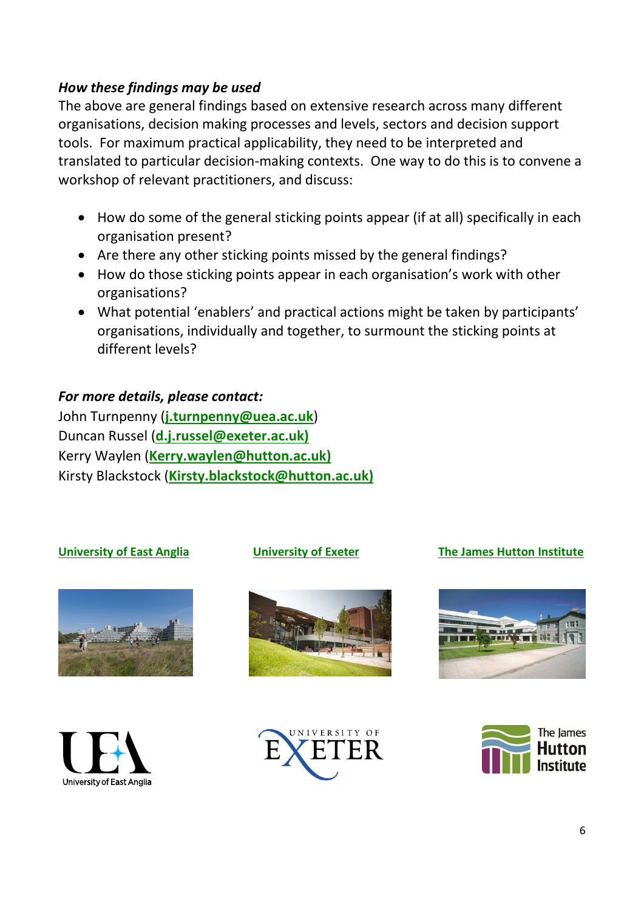### *How these findings may be used*

The above are general findings based on extensive research across many different organisations, decision making processes and levels, sectors and decision support tools. For maximum practical applicability, they need to be interpreted and translated to particular decision-making contexts. One way to do this is to convene a workshop of relevant practitioners, and discuss:

- How do some of the general sticking points appear (if at all) specifically in each organisation present?
- Are there any other sticking points missed by the general findings?
- How do those sticking points appear in each organisation's work with other organisations?
- What potential 'enablers' and practical actions might be taken by participants' organisations, individually and together, to surmount the sticking points at different levels?

### *For more details, please contact:*

John Turnpenny (**j.turnpenny@uea.ac.uk**)
Duncan Russel (**d.j.russel@exeter.ac.uk)**
Kerry Waylen (**Kerry.waylen@hutton.ac.uk)**
Kirsty Blackstock (**Kirsty.blackstock@hutton.ac.uk)**

**University of East Anglia** **University of Exeter** **The James Hutton Institute**